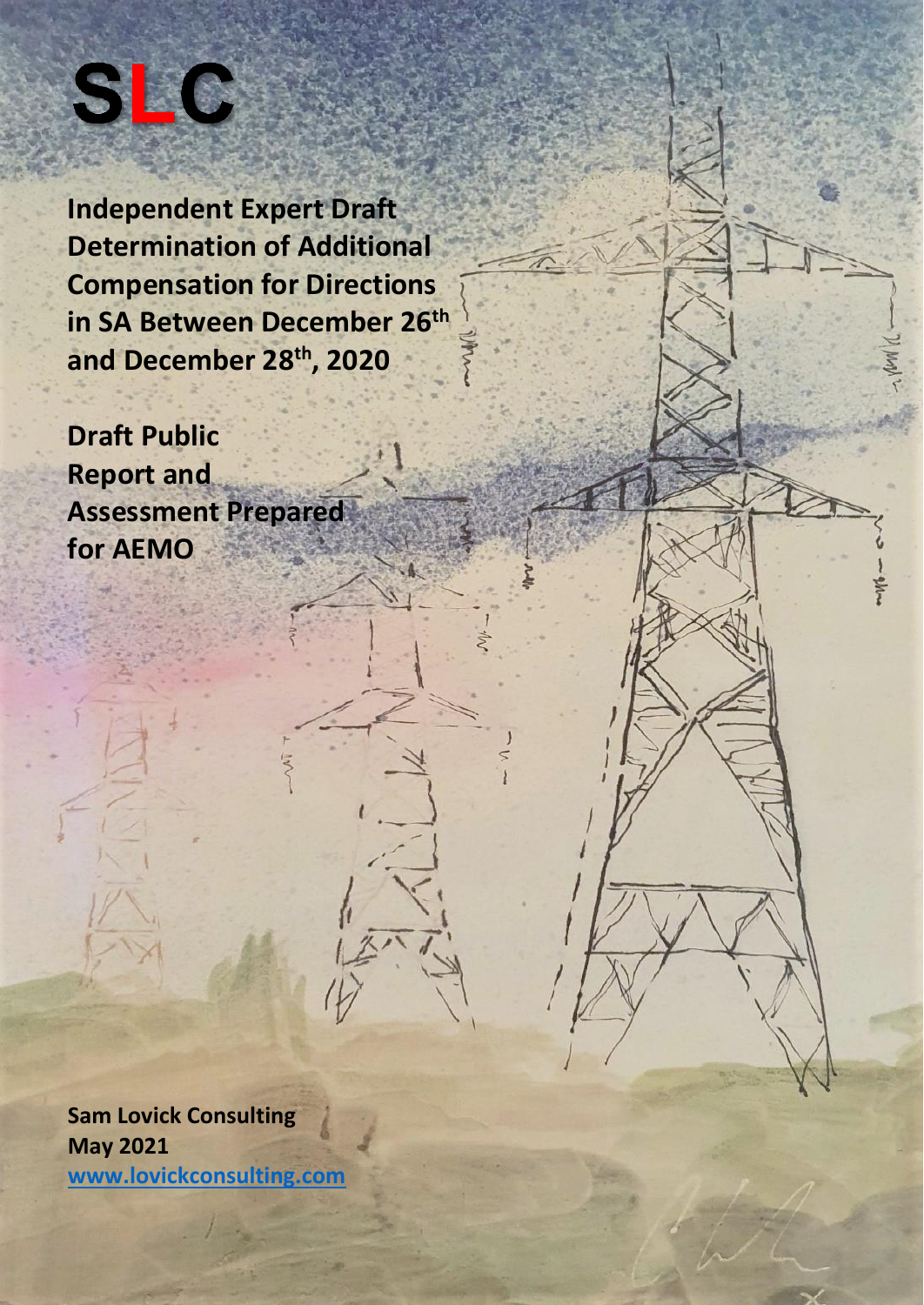# SLC

**Independent Expert Draft Determination of Additional Compensation for Directions in SA Between December 26th and December 28th, 2020**

**Draft Public Report and Assessment Prepared for AEMO**

**Sam Lovick Consulting**
**May 2021**
**[www.lovickconsulting.com](http://www.lovickconsulting.com)**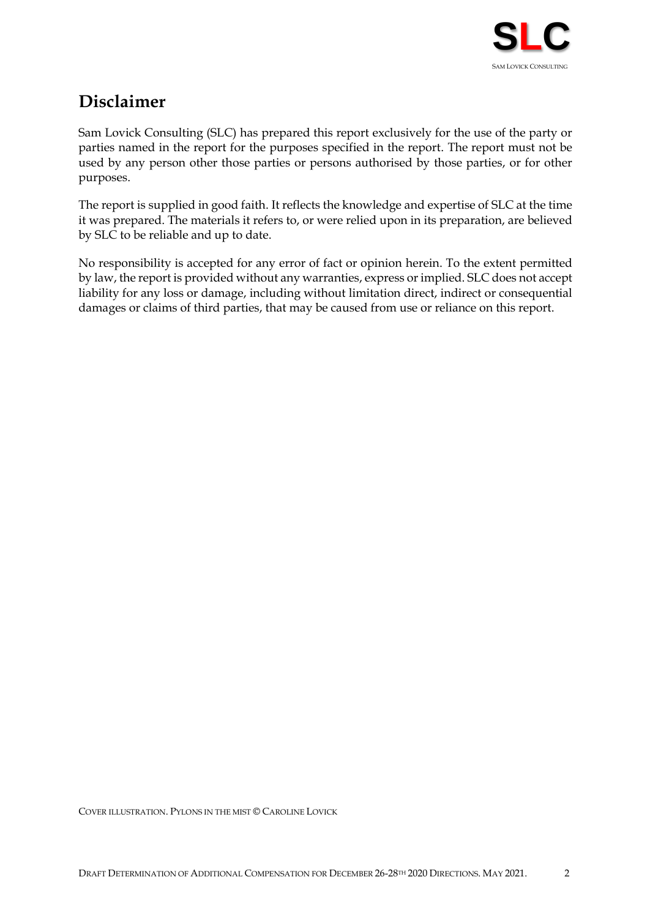## Disclaimer

Sam Lovick Consulting (SLC) has prepared this report exclusively for the use of the party or parties named in the report for the purposes specified in the report. The report must not be used by any person other those parties or persons authorised by those parties, or for other purposes.

The report is supplied in good faith. It reflects the knowledge and expertise of SLC at the time it was prepared. The materials it refers to, or were relied upon in its preparation, are believed by SLC to be reliable and up to date.

No responsibility is accepted for any error of fact or opinion herein. To the extent permitted by law, the report is provided without any warranties, express or implied. SLC does not accept liability for any loss or damage, including without limitation direct, indirect or consequential damages or claims of third parties, that may be caused from use or reliance on this report.

COVER ILLUSTRATION. PYLONS IN THE MIST © CAROLINE LOVICK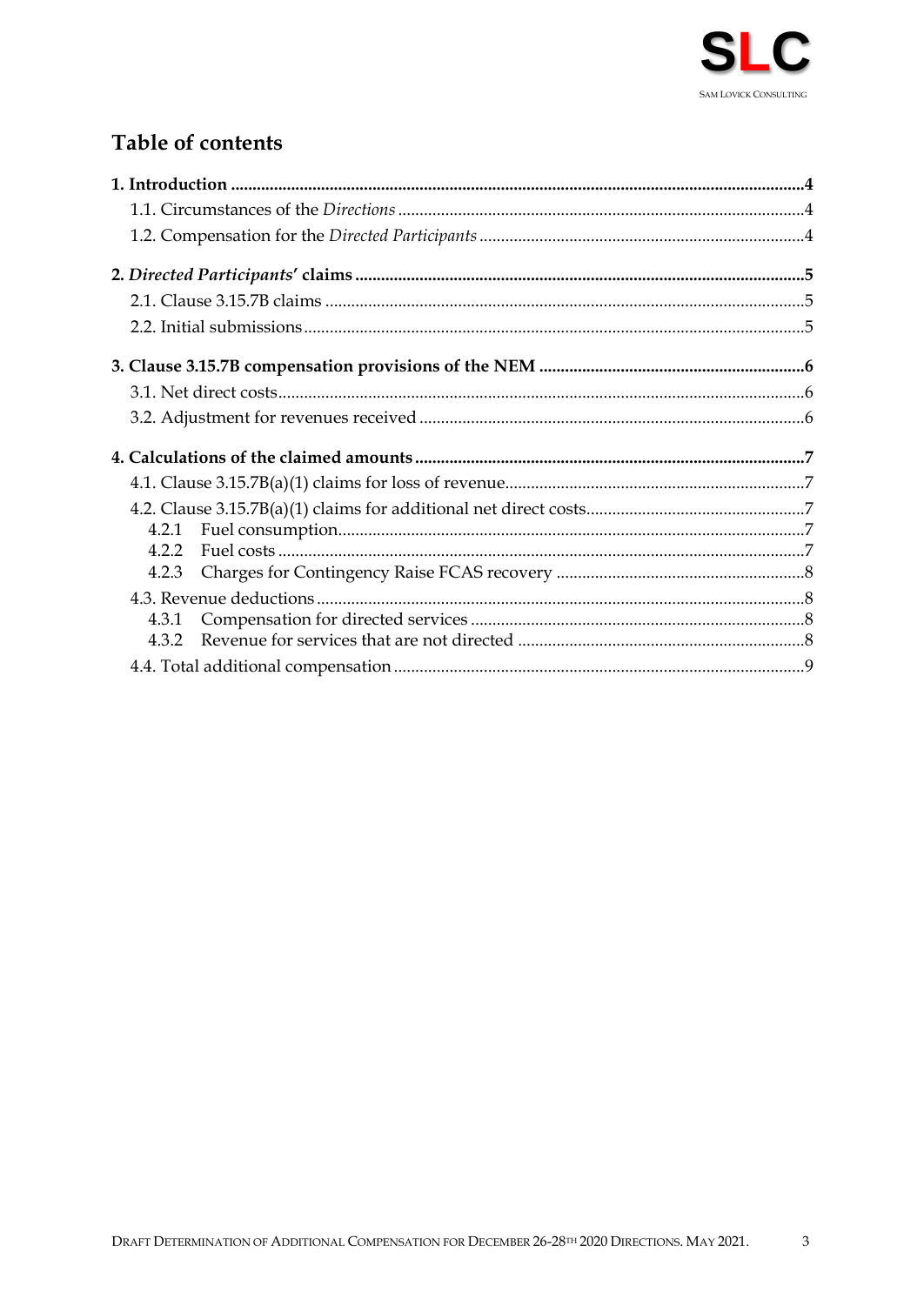## Table of contents

**1. Introduction** .......... **4**

1.1. Circumstances of the *Directions* .......... 4

1.2. Compensation for the *Directed Participants* .......... 4

**2. *Directed Participants'* claims** .......... **5**

2.1. Clause 3.15.7B claims .......... 5

2.2. Initial submissions .......... 5

**3. Clause 3.15.7B compensation provisions of the NEM** .......... **6**

3.1. Net direct costs .......... 6

3.2. Adjustment for revenues received .......... 6

**4. Calculations of the claimed amounts** .......... **7**

4.1. Clause 3.15.7B(a)(1) claims for loss of revenue .......... 7

4.2. Clause 3.15.7B(a)(1) claims for additional net direct costs .......... 7

- 4.2.1 Fuel consumption .......... 7
- 4.2.2 Fuel costs .......... 7
- 4.2.3 Charges for Contingency Raise FCAS recovery .......... 8

4.3. Revenue deductions .......... 8

- 4.3.1 Compensation for directed services .......... 8
- 4.3.2 Revenue for services that are not directed .......... 8

4.4. Total additional compensation .......... 9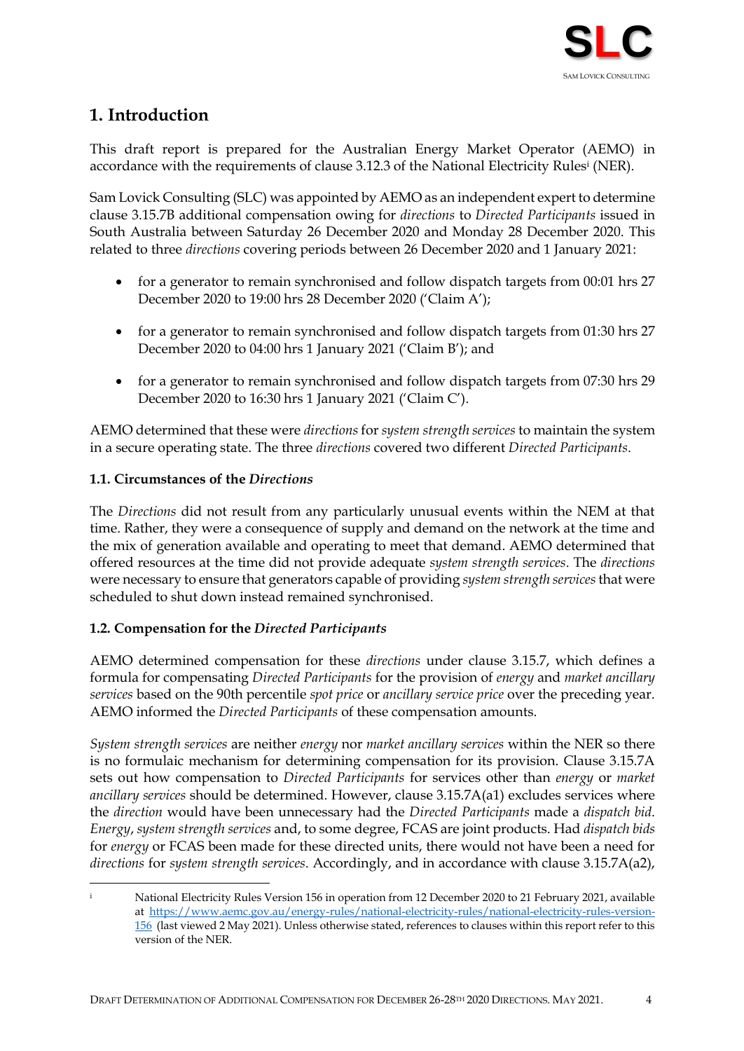# 1. Introduction

This draft report is prepared for the Australian Energy Market Operator (AEMO) in accordance with the requirements of clause 3.12.3 of the National Electricity Rules[i] (NER).

Sam Lovick Consulting (SLC) was appointed by AEMO as an independent expert to determine clause 3.15.7B additional compensation owing for *directions* to *Directed Participants* issued in South Australia between Saturday 26 December 2020 and Monday 28 December 2020. This related to three *directions* covering periods between 26 December 2020 and 1 January 2021:

- for a generator to remain synchronised and follow dispatch targets from 00:01 hrs 27 December 2020 to 19:00 hrs 28 December 2020 ('Claim A');
- for a generator to remain synchronised and follow dispatch targets from 01:30 hrs 27 December 2020 to 04:00 hrs 1 January 2021 ('Claim B'); and
- for a generator to remain synchronised and follow dispatch targets from 07:30 hrs 29 December 2020 to 16:30 hrs 1 January 2021 ('Claim C').

AEMO determined that these were *directions* for *system strength services* to maintain the system in a secure operating state. The three *directions* covered two different *Directed Participants*.

### 1.1. Circumstances of the *Directions*

The *Directions* did not result from any particularly unusual events within the NEM at that time. Rather, they were a consequence of supply and demand on the network at the time and the mix of generation available and operating to meet that demand. AEMO determined that offered resources at the time did not provide adequate *system strength services*. The *directions* were necessary to ensure that generators capable of providing *system strength services* that were scheduled to shut down instead remained synchronised.

### 1.2. Compensation for the *Directed Participants*

AEMO determined compensation for these *directions* under clause 3.15.7, which defines a formula for compensating *Directed Participants* for the provision of *energy* and *market ancillary services* based on the 90th percentile *spot price* or *ancillary service price* over the preceding year. AEMO informed the *Directed Participants* of these compensation amounts.

*System strength services* are neither *energy* nor *market ancillary services* within the NER so there is no formulaic mechanism for determining compensation for its provision. Clause 3.15.7A sets out how compensation to *Directed Participants* for services other than *energy* or *market ancillary services* should be determined. However, clause 3.15.7A(a1) excludes services where the *direction* would have been unnecessary had the *Directed Participants* made a *dispatch bid*. *Energy*, *system strength services* and, to some degree, FCAS are joint products. Had *dispatch bids* for *energy* or FCAS been made for these directed units, there would not have been a need for *directions* for *system strength services*. Accordingly, and in accordance with clause 3.15.7A(a2),

---

[i] National Electricity Rules Version 156 in operation from 12 December 2020 to 21 February 2021, available at https://www.aemc.gov.au/energy-rules/national-electricity-rules/national-electricity-rules-version-156 (last viewed 2 May 2021). Unless otherwise stated, references to clauses within this report refer to this version of the NER.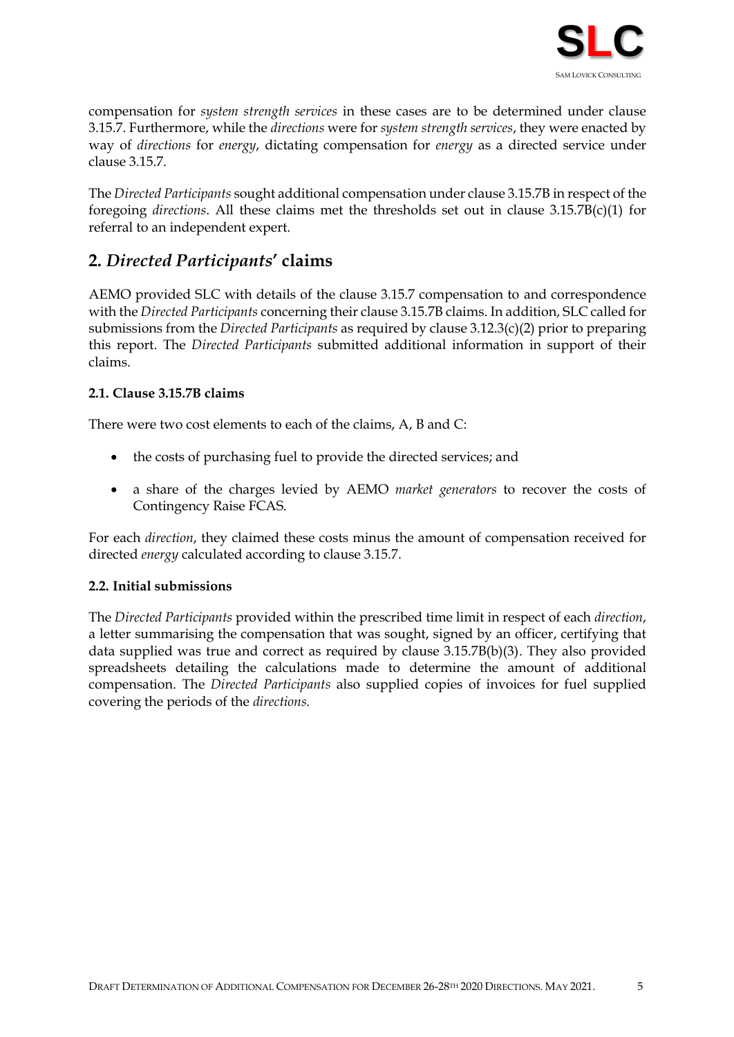compensation for *system strength services* in these cases are to be determined under clause 3.15.7. Furthermore, while the *directions* were for *system strength services*, they were enacted by way of *directions* for *energy*, dictating compensation for *energy* as a directed service under clause 3.15.7.

The *Directed Participants* sought additional compensation under clause 3.15.7B in respect of the foregoing *directions*. All these claims met the thresholds set out in clause 3.15.7B(c)(1) for referral to an independent expert.

## 2. *Directed Participants*' claims

AEMO provided SLC with details of the clause 3.15.7 compensation to and correspondence with the *Directed Participants* concerning their clause 3.15.7B claims. In addition, SLC called for submissions from the *Directed Participants* as required by clause 3.12.3(c)(2) prior to preparing this report. The *Directed Participants* submitted additional information in support of their claims.

### 2.1. Clause 3.15.7B claims

There were two cost elements to each of the claims, A, B and C:

- the costs of purchasing fuel to provide the directed services; and
- a share of the charges levied by AEMO *market generators* to recover the costs of Contingency Raise FCAS.

For each *direction*, they claimed these costs minus the amount of compensation received for directed *energy* calculated according to clause 3.15.7.

### 2.2. Initial submissions

The *Directed Participants* provided within the prescribed time limit in respect of each *direction*, a letter summarising the compensation that was sought, signed by an officer, certifying that data supplied was true and correct as required by clause 3.15.7B(b)(3). They also provided spreadsheets detailing the calculations made to determine the amount of additional compensation. The *Directed Participants* also supplied copies of invoices for fuel supplied covering the periods of the *directions.*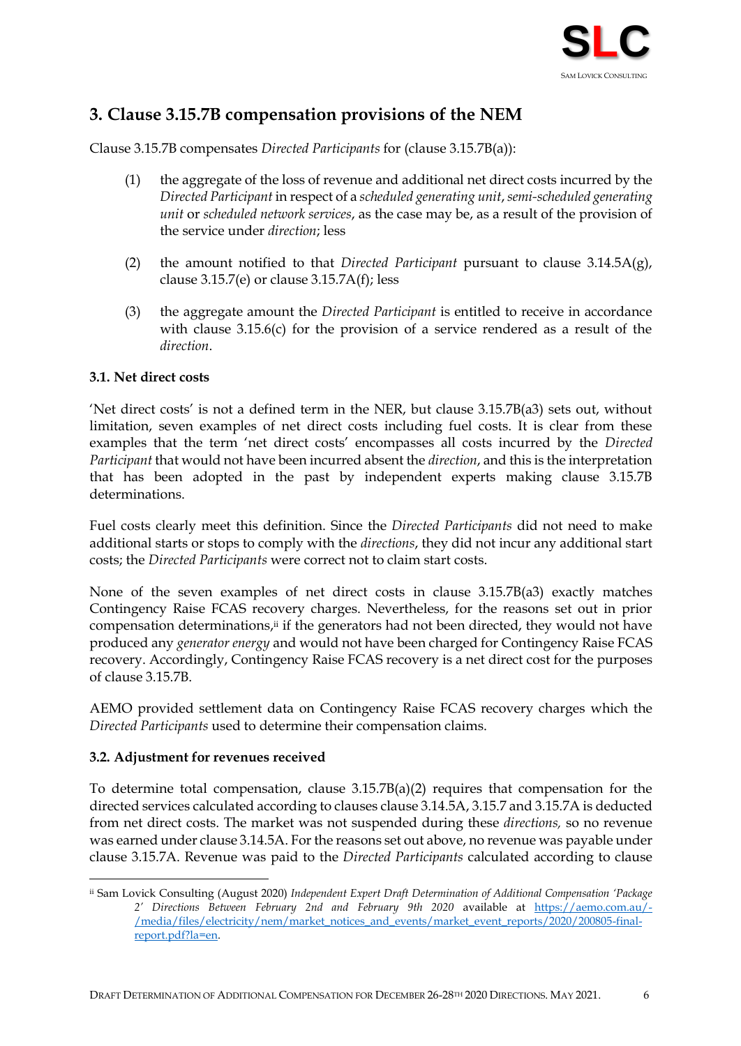## 3. Clause 3.15.7B compensation provisions of the NEM

Clause 3.15.7B compensates *Directed Participants* for (clause 3.15.7B(a)):

(1) the aggregate of the loss of revenue and additional net direct costs incurred by the *Directed Participant* in respect of a *scheduled generating unit*, *semi-scheduled generating unit* or *scheduled network services*, as the case may be, as a result of the provision of the service under *direction*; less

(2) the amount notified to that *Directed Participant* pursuant to clause 3.14.5A(g), clause 3.15.7(e) or clause 3.15.7A(f); less

(3) the aggregate amount the *Directed Participant* is entitled to receive in accordance with clause 3.15.6(c) for the provision of a service rendered as a result of the *direction*.

### 3.1. Net direct costs

'Net direct costs' is not a defined term in the NER, but clause 3.15.7B(a3) sets out, without limitation, seven examples of net direct costs including fuel costs. It is clear from these examples that the term 'net direct costs' encompasses all costs incurred by the *Directed Participant* that would not have been incurred absent the *direction*, and this is the interpretation that has been adopted in the past by independent experts making clause 3.15.7B determinations.

Fuel costs clearly meet this definition. Since the *Directed Participants* did not need to make additional starts or stops to comply with the *directions*, they did not incur any additional start costs; the *Directed Participants* were correct not to claim start costs.

None of the seven examples of net direct costs in clause 3.15.7B(a3) exactly matches Contingency Raise FCAS recovery charges. Nevertheless, for the reasons set out in prior compensation determinations,[ii] if the generators had not been directed, they would not have produced any *generator energy* and would not have been charged for Contingency Raise FCAS recovery. Accordingly, Contingency Raise FCAS recovery is a net direct cost for the purposes of clause 3.15.7B.

AEMO provided settlement data on Contingency Raise FCAS recovery charges which the *Directed Participants* used to determine their compensation claims.

### 3.2. Adjustment for revenues received

To determine total compensation, clause 3.15.7B(a)(2) requires that compensation for the directed services calculated according to clauses clause 3.14.5A, 3.15.7 and 3.15.7A is deducted from net direct costs. The market was not suspended during these *directions,* so no revenue was earned under clause 3.14.5A. For the reasons set out above, no revenue was payable under clause 3.15.7A. Revenue was paid to the *Directed Participants* calculated according to clause

---

[ii] Sam Lovick Consulting (August 2020) *Independent Expert Draft Determination of Additional Compensation 'Package 2' Directions Between February 2nd and February 9th 2020* available at https://aemo.com.au/-/media/files/electricity/nem/market_notices_and_events/market_event_reports/2020/200805-final-report.pdf?la=en.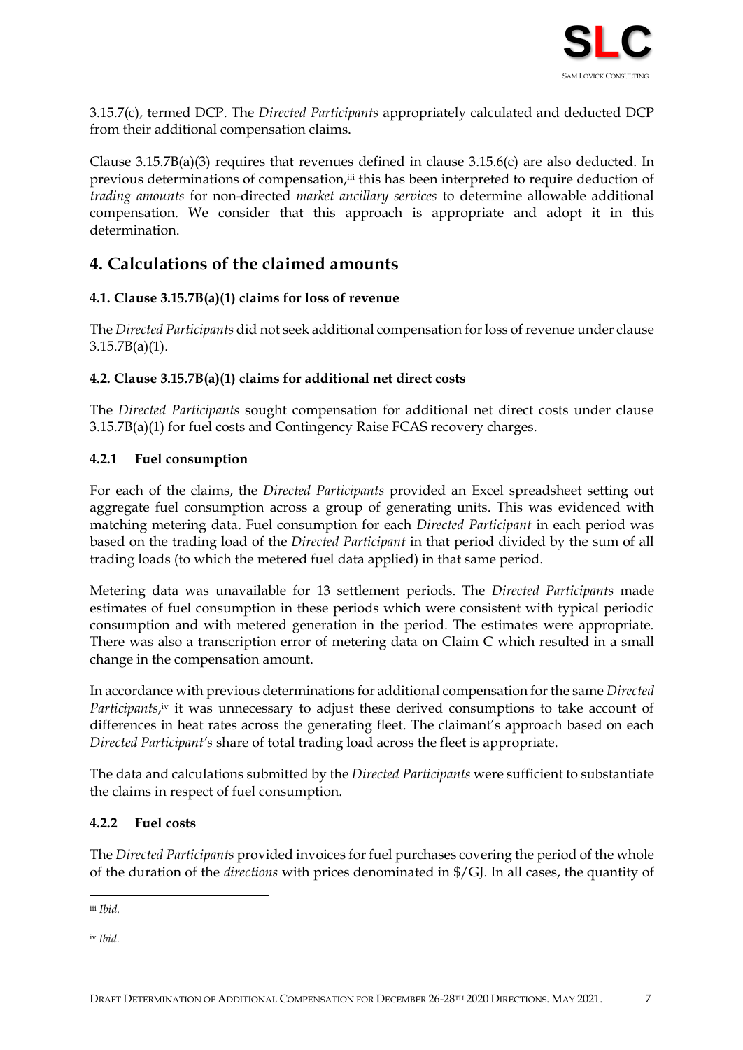3.15.7(c), termed DCP. The *Directed Participants* appropriately calculated and deducted DCP from their additional compensation claims.

Clause 3.15.7B(a)(3) requires that revenues defined in clause 3.15.6(c) are also deducted. In previous determinations of compensation,[iii] this has been interpreted to require deduction of *trading amounts* for non-directed *market ancillary services* to determine allowable additional compensation. We consider that this approach is appropriate and adopt it in this determination.

# 4. Calculations of the claimed amounts

### 4.1. Clause 3.15.7B(a)(1) claims for loss of revenue

The *Directed Participants* did not seek additional compensation for loss of revenue under clause 3.15.7B(a)(1).

### 4.2. Clause 3.15.7B(a)(1) claims for additional net direct costs

The *Directed Participants* sought compensation for additional net direct costs under clause 3.15.7B(a)(1) for fuel costs and Contingency Raise FCAS recovery charges.

#### 4.2.1 Fuel consumption

For each of the claims, the *Directed Participants* provided an Excel spreadsheet setting out aggregate fuel consumption across a group of generating units. This was evidenced with matching metering data. Fuel consumption for each *Directed Participant* in each period was based on the trading load of the *Directed Participant* in that period divided by the sum of all trading loads (to which the metered fuel data applied) in that same period.

Metering data was unavailable for 13 settlement periods. The *Directed Participants* made estimates of fuel consumption in these periods which were consistent with typical periodic consumption and with metered generation in the period. The estimates were appropriate. There was also a transcription error of metering data on Claim C which resulted in a small change in the compensation amount.

In accordance with previous determinations for additional compensation for the same *Directed Participants*,[iv] it was unnecessary to adjust these derived consumptions to take account of differences in heat rates across the generating fleet. The claimant's approach based on each *Directed Participant's* share of total trading load across the fleet is appropriate.

The data and calculations submitted by the *Directed Participants* were sufficient to substantiate the claims in respect of fuel consumption.

#### 4.2.2 Fuel costs

The *Directed Participants* provided invoices for fuel purchases covering the period of the whole of the duration of the *directions* with prices denominated in \$/GJ. In all cases, the quantity of

[iii] *Ibid.*

[iv] *Ibid.*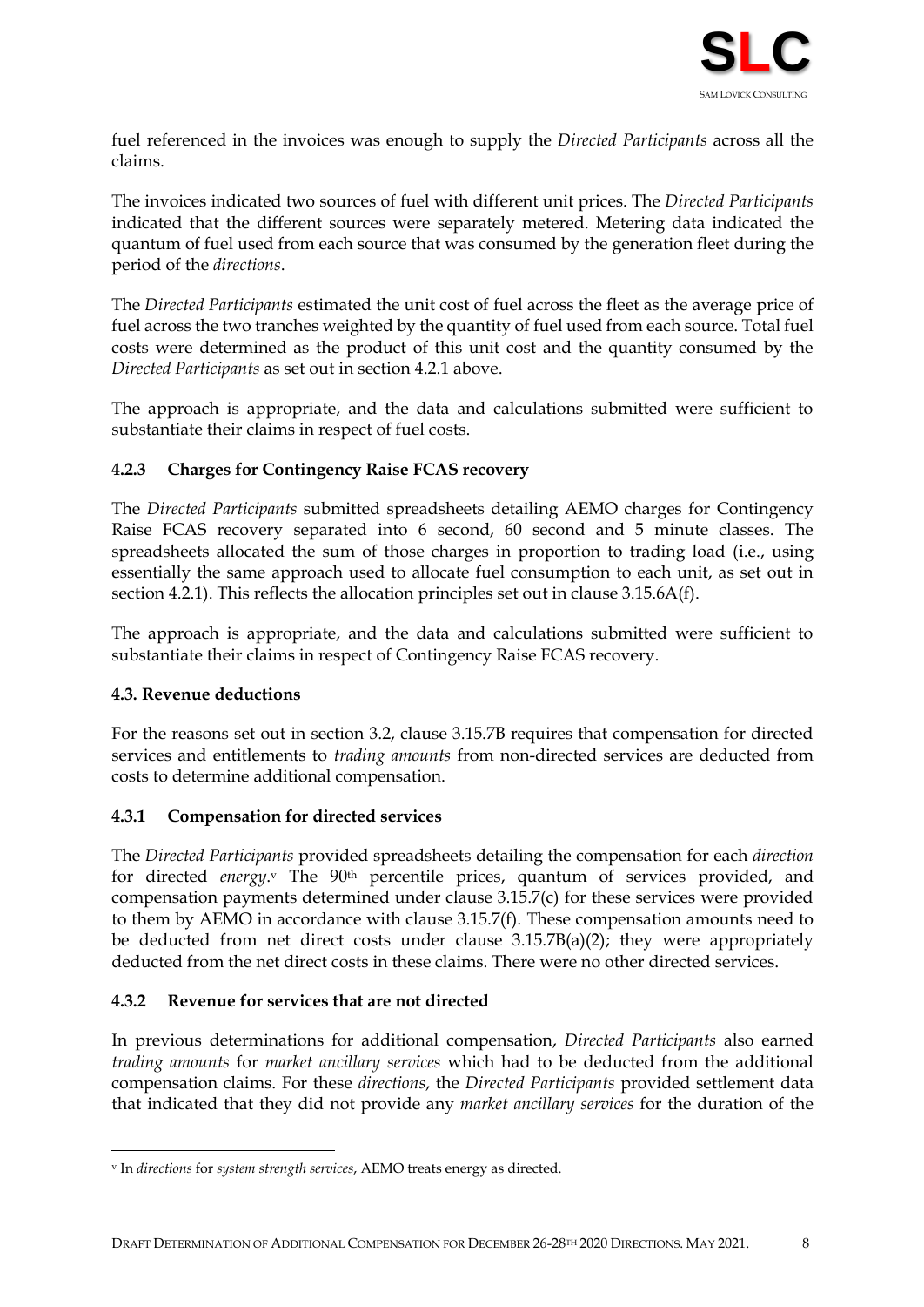fuel referenced in the invoices was enough to supply the *Directed Participants* across all the claims.

The invoices indicated two sources of fuel with different unit prices. The *Directed Participants* indicated that the different sources were separately metered. Metering data indicated the quantum of fuel used from each source that was consumed by the generation fleet during the period of the *directions*.

The *Directed Participants* estimated the unit cost of fuel across the fleet as the average price of fuel across the two tranches weighted by the quantity of fuel used from each source. Total fuel costs were determined as the product of this unit cost and the quantity consumed by the *Directed Participants* as set out in section 4.2.1 above.

The approach is appropriate, and the data and calculations submitted were sufficient to substantiate their claims in respect of fuel costs.

### 4.2.3 Charges for Contingency Raise FCAS recovery

The *Directed Participants* submitted spreadsheets detailing AEMO charges for Contingency Raise FCAS recovery separated into 6 second, 60 second and 5 minute classes. The spreadsheets allocated the sum of those charges in proportion to trading load (i.e., using essentially the same approach used to allocate fuel consumption to each unit, as set out in section 4.2.1). This reflects the allocation principles set out in clause 3.15.6A(f).

The approach is appropriate, and the data and calculations submitted were sufficient to substantiate their claims in respect of Contingency Raise FCAS recovery.

## 4.3. Revenue deductions

For the reasons set out in section 3.2, clause 3.15.7B requires that compensation for directed services and entitlements to *trading amounts* from non-directed services are deducted from costs to determine additional compensation.

### 4.3.1 Compensation for directed services

The *Directed Participants* provided spreadsheets detailing the compensation for each *direction* for directed *energy*.[v] The 90th percentile prices, quantum of services provided, and compensation payments determined under clause 3.15.7(c) for these services were provided to them by AEMO in accordance with clause 3.15.7(f). These compensation amounts need to be deducted from net direct costs under clause 3.15.7B(a)(2); they were appropriately deducted from the net direct costs in these claims. There were no other directed services.

### 4.3.2 Revenue for services that are not directed

In previous determinations for additional compensation, *Directed Participants* also earned *trading amounts* for *market ancillary services* which had to be deducted from the additional compensation claims. For these *directions*, the *Directed Participants* provided settlement data that indicated that they did not provide any *market ancillary services* for the duration of the

[v] In *directions* for *system strength services*, AEMO treats energy as directed.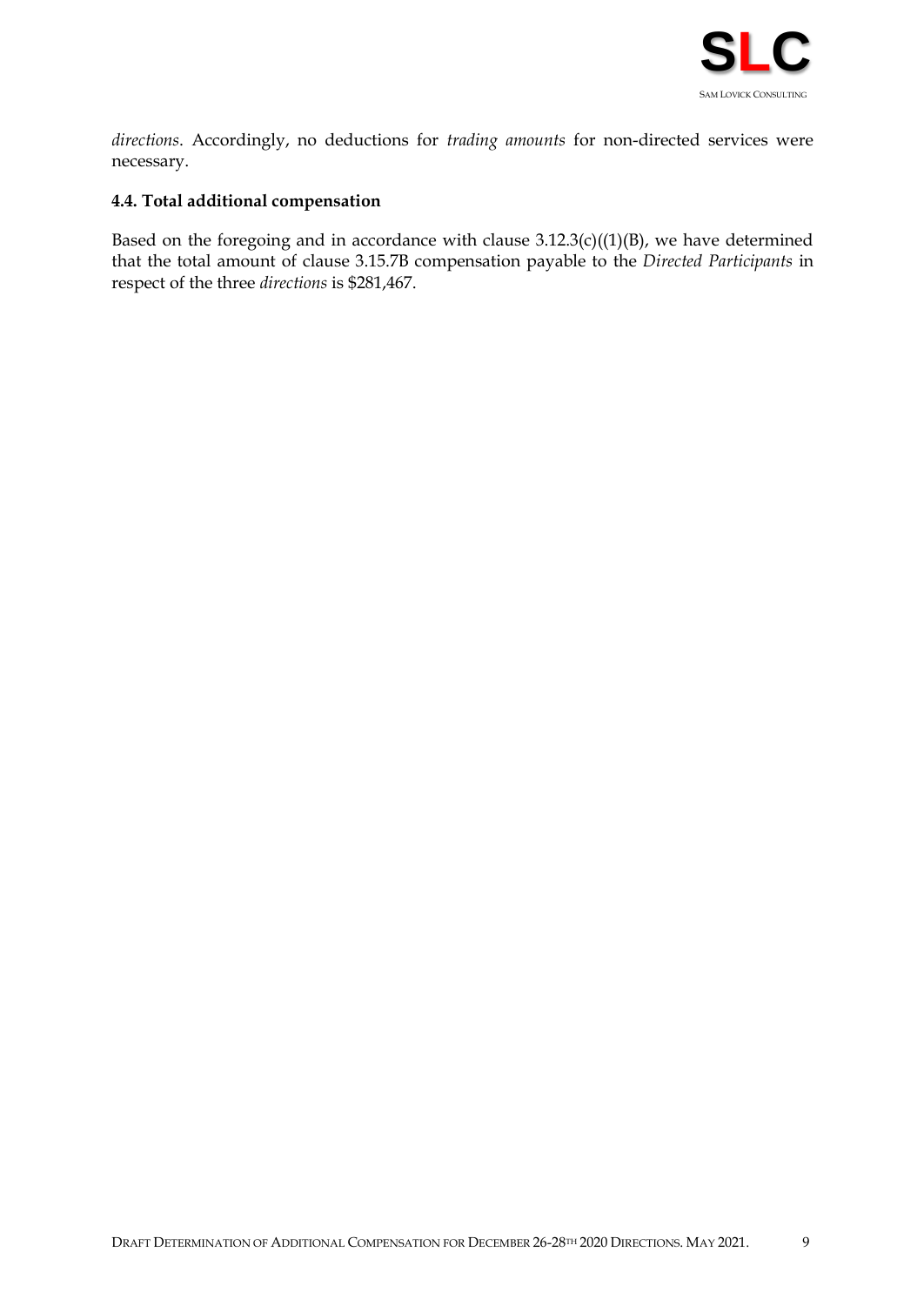*directions*. Accordingly, no deductions for *trading amounts* for non-directed services were necessary.

### 4.4. Total additional compensation

Based on the foregoing and in accordance with clause 3.12.3(c)((1)(B), we have determined that the total amount of clause 3.15.7B compensation payable to the *Directed Participants* in respect of the three *directions* is $281,467.